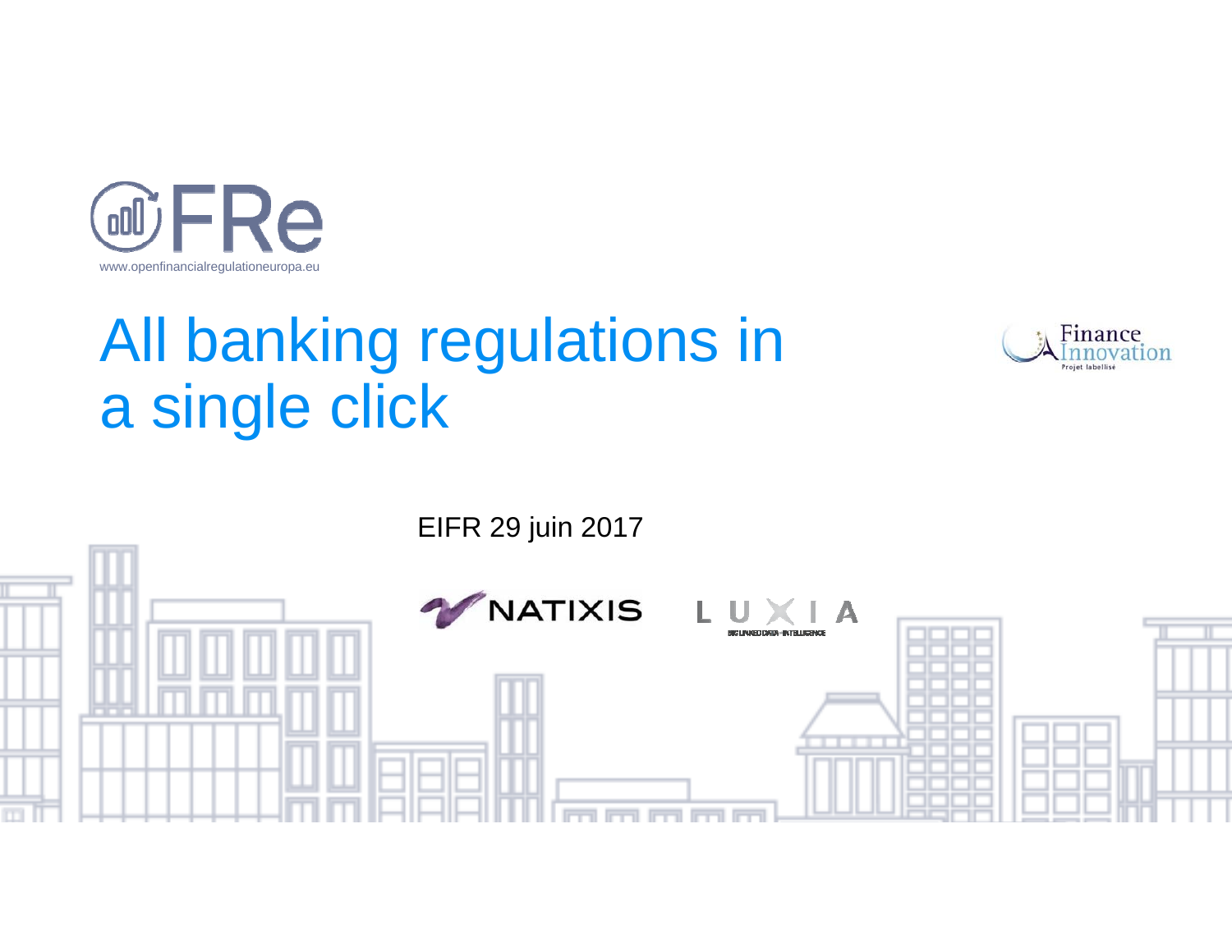OFRe

www.openfinancialregulationeuropa.eu

# All banking regulations in a single click

Finance Innovation
Projet labellisé

EIFR 29 juin 2017

NATIXIS

LUXIA
BIG LINKED DATA · INTELLIGENCE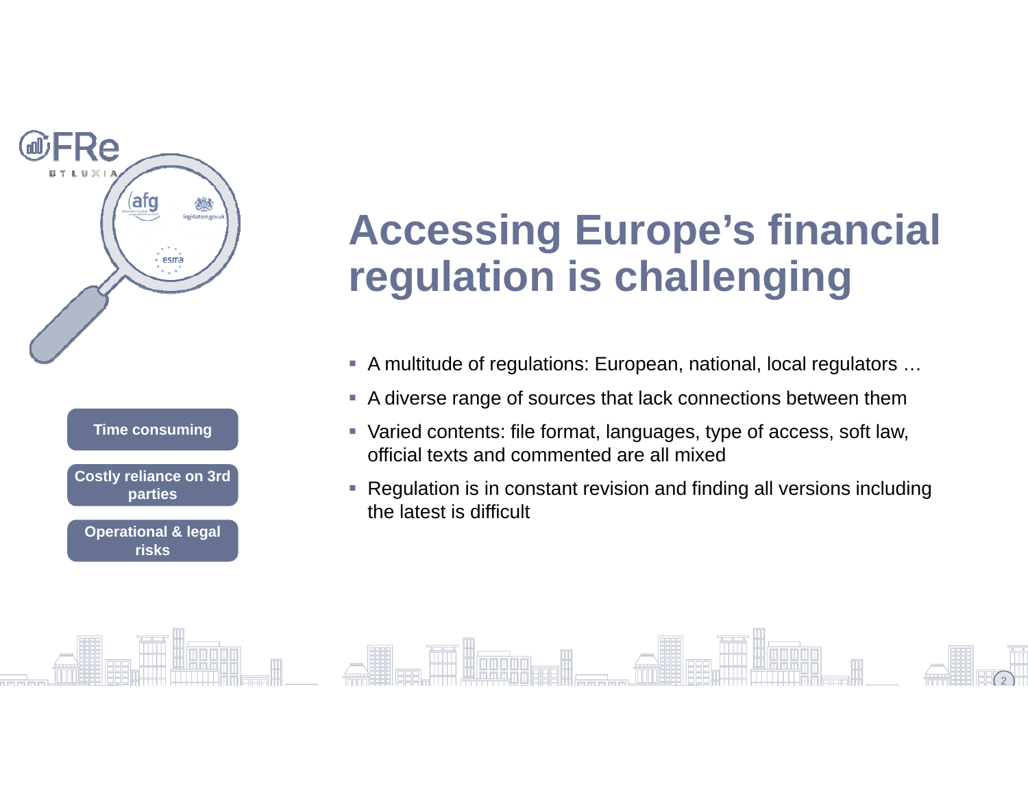# Accessing Europe's financial regulation is challenging

- A multitude of regulations: European, national, local regulators …
- A diverse range of sources that lack connections between them
- Varied contents: file format, languages, type of access, soft law, official texts and commented are all mixed
- Regulation is in constant revision and finding all versions including the latest is difficult

**Time consuming**

**Costly reliance on 3rd parties**

**Operational & legal risks**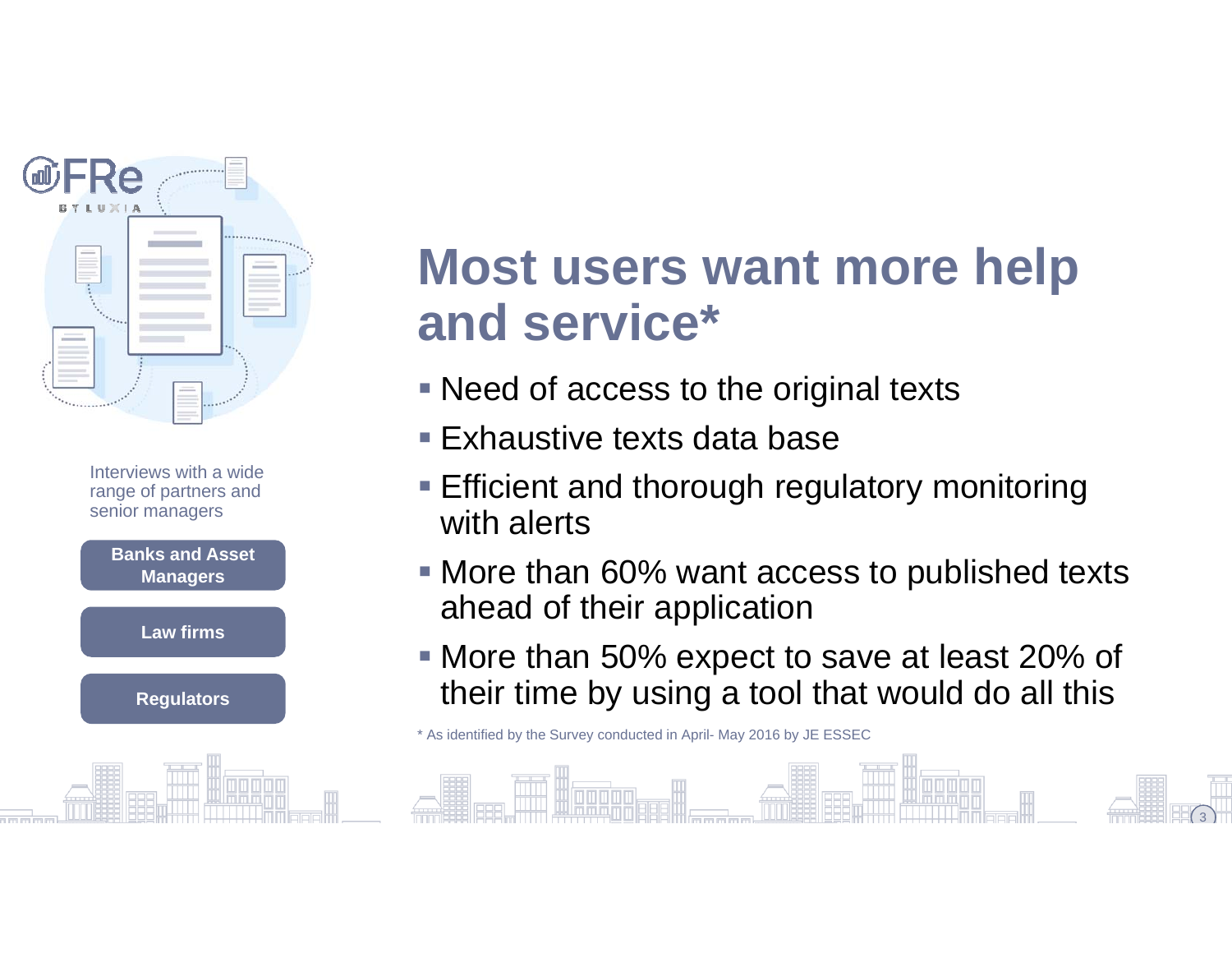FRe BY LUXIA

Interviews with a wide range of partners and senior managers

**Banks and Asset Managers**

**Law firms**

**Regulators**

# Most users want more help and service*

- Need of access to the original texts
- Exhaustive texts data base
- Efficient and thorough regulatory monitoring with alerts
- More than 60% want access to published texts ahead of their application
- More than 50% expect to save at least 20% of their time by using a tool that would do all this

* As identified by the Survey conducted in April- May 2016 by JE ESSEC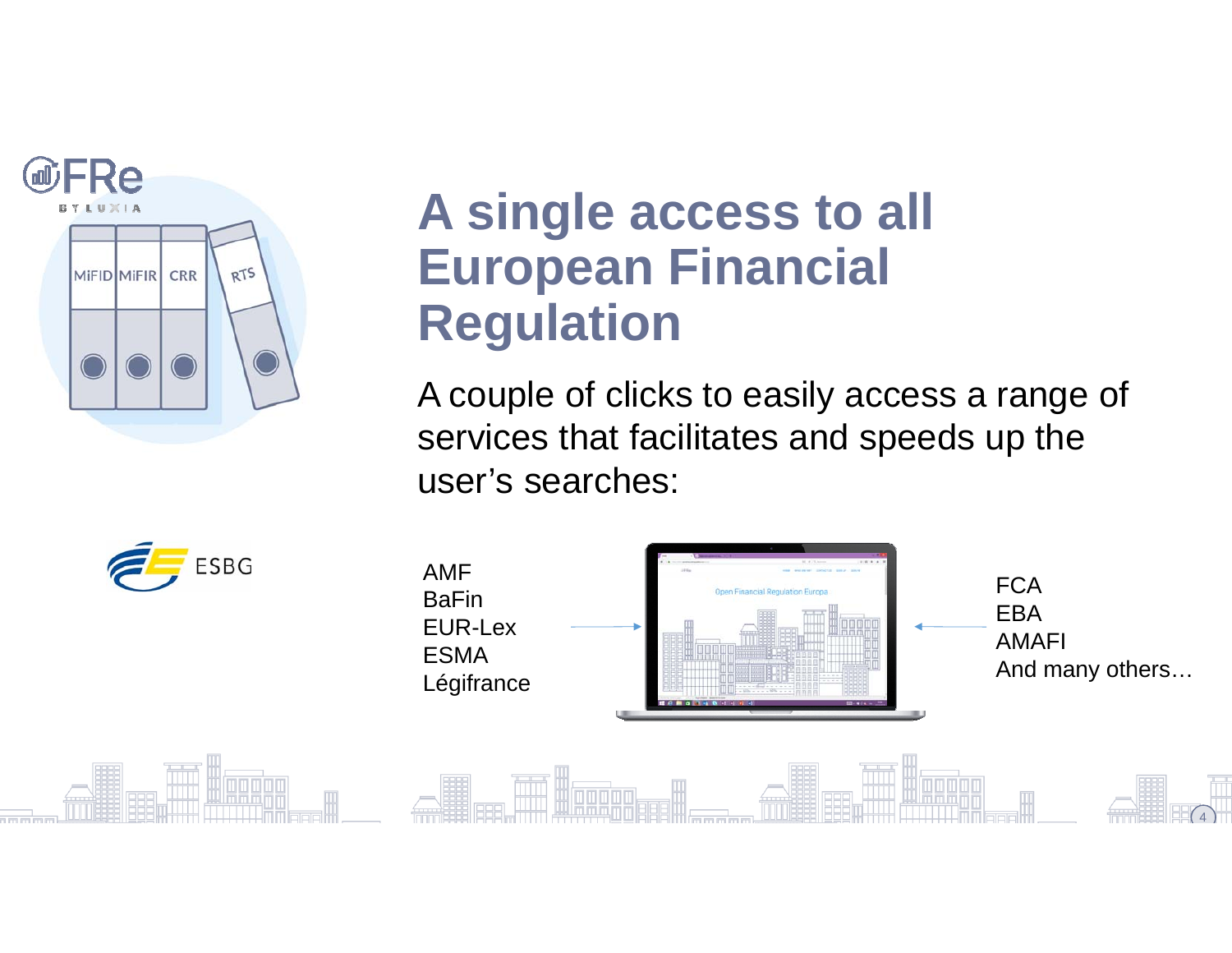# A single access to all European Financial Regulation

A couple of clicks to easily access a range of services that facilitates and speeds up the user's searches:

AMF
BaFin
EUR-Lex
ESMA
Légifrance

FCA
EBA
AMAFI
And many others…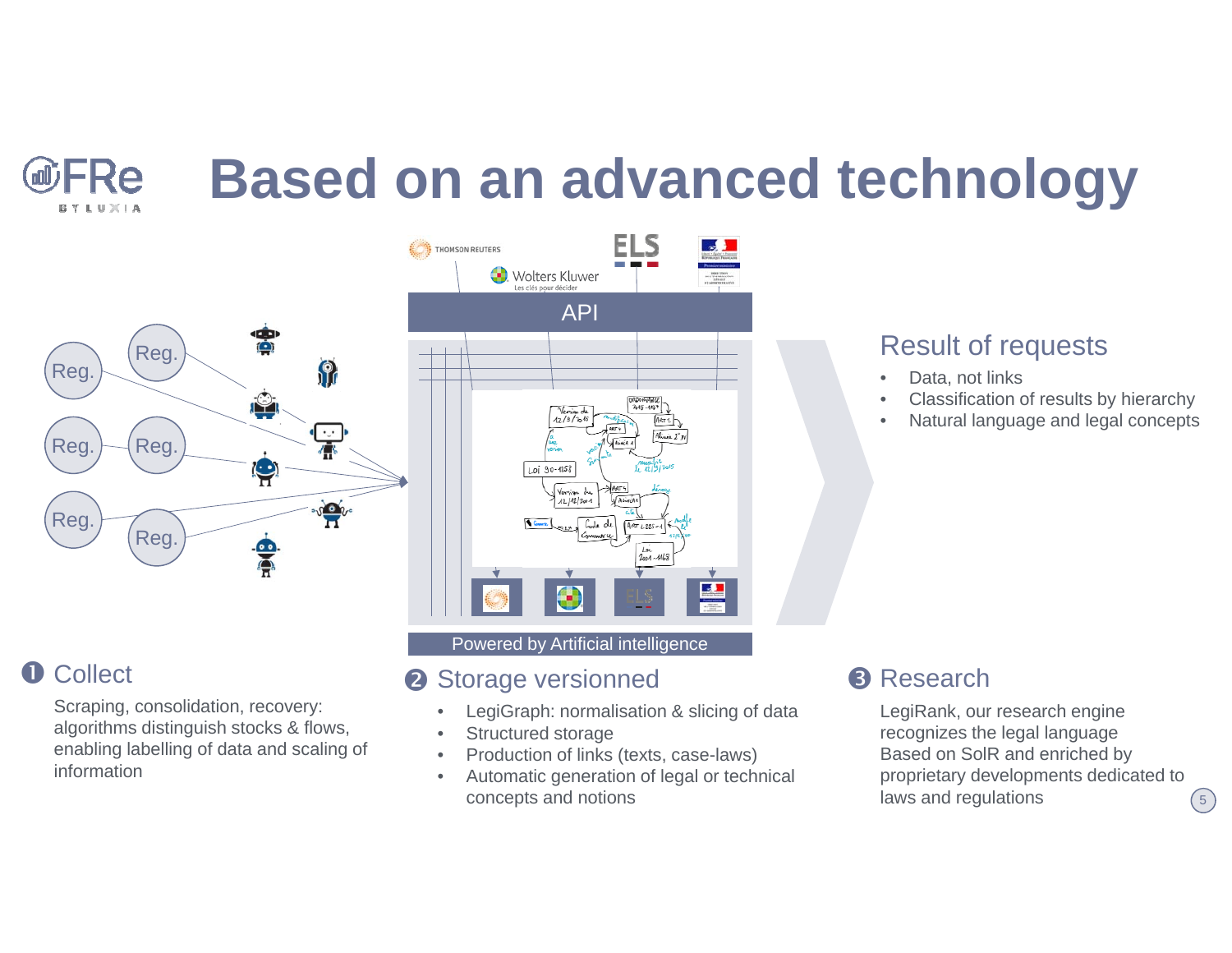# Based on an advanced technology

API

Powered by Artificial intelligence

## Result of requests

- Data, not links
- Classification of results by hierarchy
- Natural language and legal concepts

## ❶ Collect

Scraping, consolidation, recovery: algorithms distinguish stocks & flows, enabling labelling of data and scaling of information

## ❷ Storage versionned

- LegiGraph: normalisation & slicing of data
- Structured storage
- Production of links (texts, case-laws)
- Automatic generation of legal or technical concepts and notions

## ❸ Research

LegiRank, our research engine recognizes the legal language
Based on SolR and enriched by proprietary developments dedicated to laws and regulations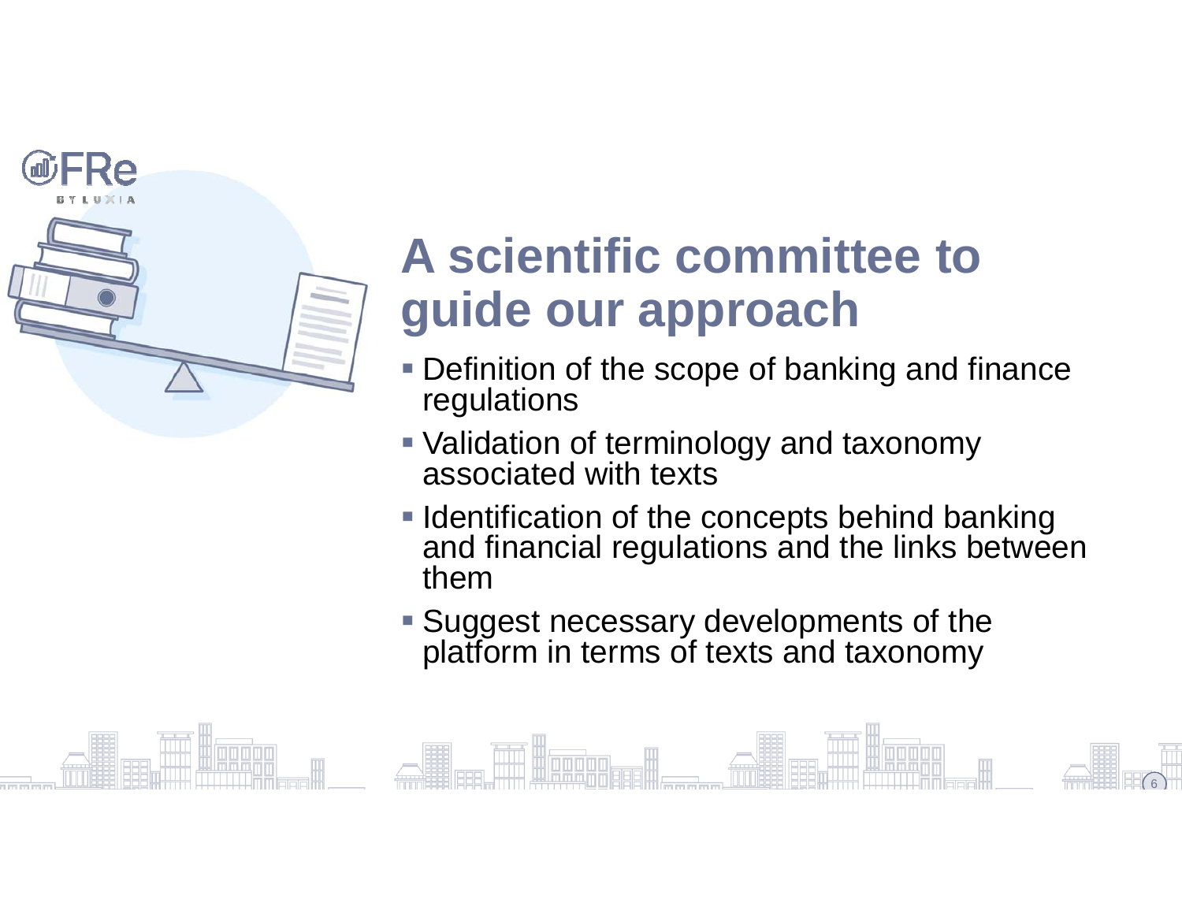# A scientific committee to guide our approach

- Definition of the scope of banking and finance regulations
- Validation of terminology and taxonomy associated with texts
- Identification of the concepts behind banking and financial regulations and the links between them
- Suggest necessary developments of the platform in terms of texts and taxonomy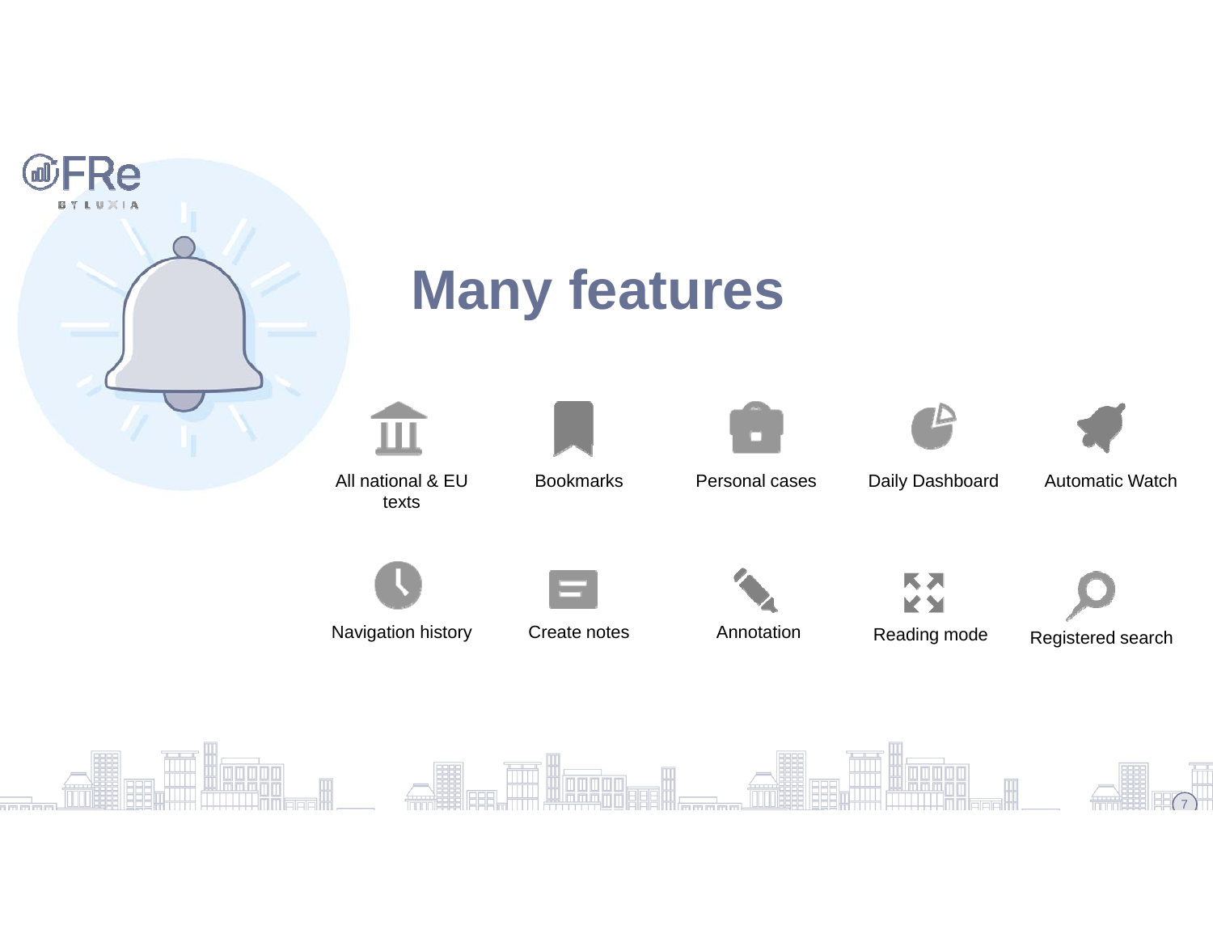# Many features

- All national & EU texts
- Bookmarks
- Personal cases
- Daily Dashboard
- Automatic Watch
- Navigation history
- Create notes
- Annotation
- Reading mode
- Registered search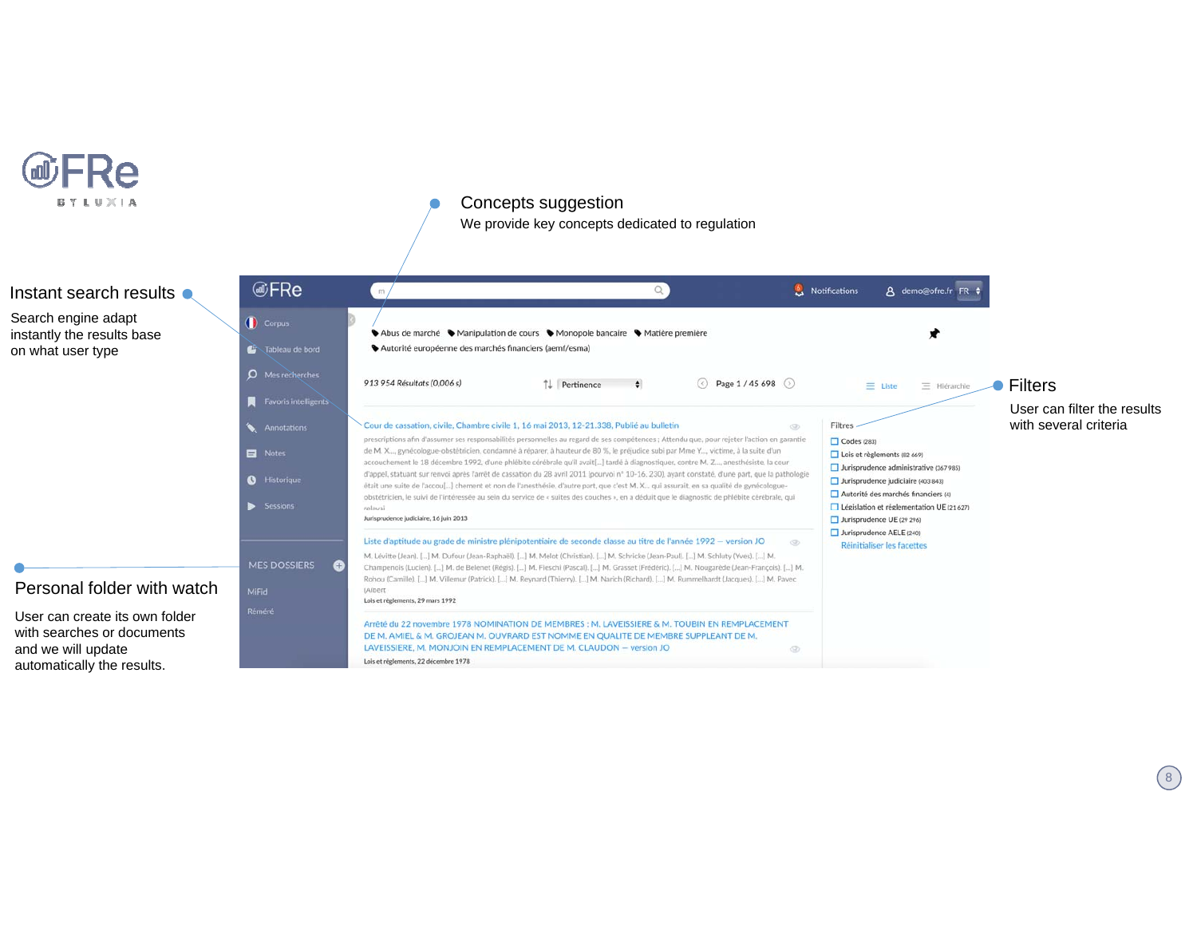FRe BY LUXIA

## Concepts suggestion

We provide key concepts dedicated to regulation

## Instant search results

Search engine adapt instantly the results base on what user type

## Filters

User can filter the results with several criteria

## Personal folder with watch

User can create its own folder with searches or documents and we will update automatically the results.

FRe

Notifications | demo@ofre.fr | FR

Corpus
Tableau de bord
Mes recherches
Favoris intelligents
Annotations
Notes
Historique
Sessions

MES DOSSIERS
MiFid
Réméré

Abus de marché | Manipulation de cours | Monopole bancaire | Matière première | Autorité européenne des marchés financiers (aemf/esma)

913 954 Résultats (0,006 s) | Pertinence | Page 1 / 45 698 | Liste | Hiérarchie

Cour de cassation, civile, Chambre civile 1, 16 mai 2013, 12-21.338, Publié au bulletin

prescriptions afin d'assumer ses responsabilités personnelles au regard de ses compétences ; Attendu que, pour rejeter l'action en garantie de M. X..., gynécologue-obstétricien, condamné à réparer, à hauteur de 80 %, le préjudice subi par Mme Y..., victime, à la suite d'un accouchement le 18 décembre 1992, d'une phlébite cérébrale qu'il avait[...] tardé à diagnostiquer, contre M. Z..., anesthésiste, la cour d'appel, statuant sur renvoi après l'arrêt de cassation du 28 avril 2011 (pourvoi n° 10-16. 230), ayant constaté, d'une part, que la pathologie était une suite de l'accou[...] chement et non de l'anesthésie, d'autre part, que c'est M. X... qui assurait, en sa qualité de gynécologue-obstétricien, le suivi de l'intéressée au sein du service de « suites des couches », en a déduit que le diagnostic de phlébite cérébrale, qui relevai

Jurisprudence judiciaire, 16 juin 2013

Liste d'aptitude au grade de ministre plénipotentiaire de seconde classe au titre de l'année 1992 — version JO

M. Lévitte (Jean). [...] M. Dufour (Jean-Raphaël). [...] M. Melot (Christian). [...] M. Schricke (Jean-Paul). [...] M. Schluty (Yves). [...] M. Champenois (Lucien). [...] M. de Belenet (Régis). [...] M. Fieschi (Pascal). [...] M. Grasset (Frédéric). [...] M. Nougarède (Jean-François). [...] M. Rohou (Camille). [...] M. Villemur (Patrick). [...] M. Reynard (Thierry). [...] M. Narich (Richard). [...] M. Ruhlmann (Jacques). [...] M. Pavec (Albert

Lois et règlements, 29 mars 1992

Arrêté du 22 novembre 1978 NOMINATION DE MEMBRES : M. LAVEISSIERE & M. TOUBIN EN REMPLACEMENT DE M. AMIEL & M. GROJEAN M. OUVRARD EST NOMME EN QUALITE DE MEMBRE SUPPLEANT DE M. LAVEISSIERE, M. MONJOIN EN REMPLACEMENT DE M. CLAUDON — version JO

Lois et règlements, 22 décembre 1978

Filtres
- Codes (283)
- Lois et règlements (82 669)
- Jurisprudence administrative (367 985)
- Jurisprudence judiciaire (403 843)
- Autorité des marchés financiers (4)
- Législation et réglementation UE (21 627)
- Jurisprudence UE (29 296)
- Jurisprudence AELE (240)

Réinitialiser les facettes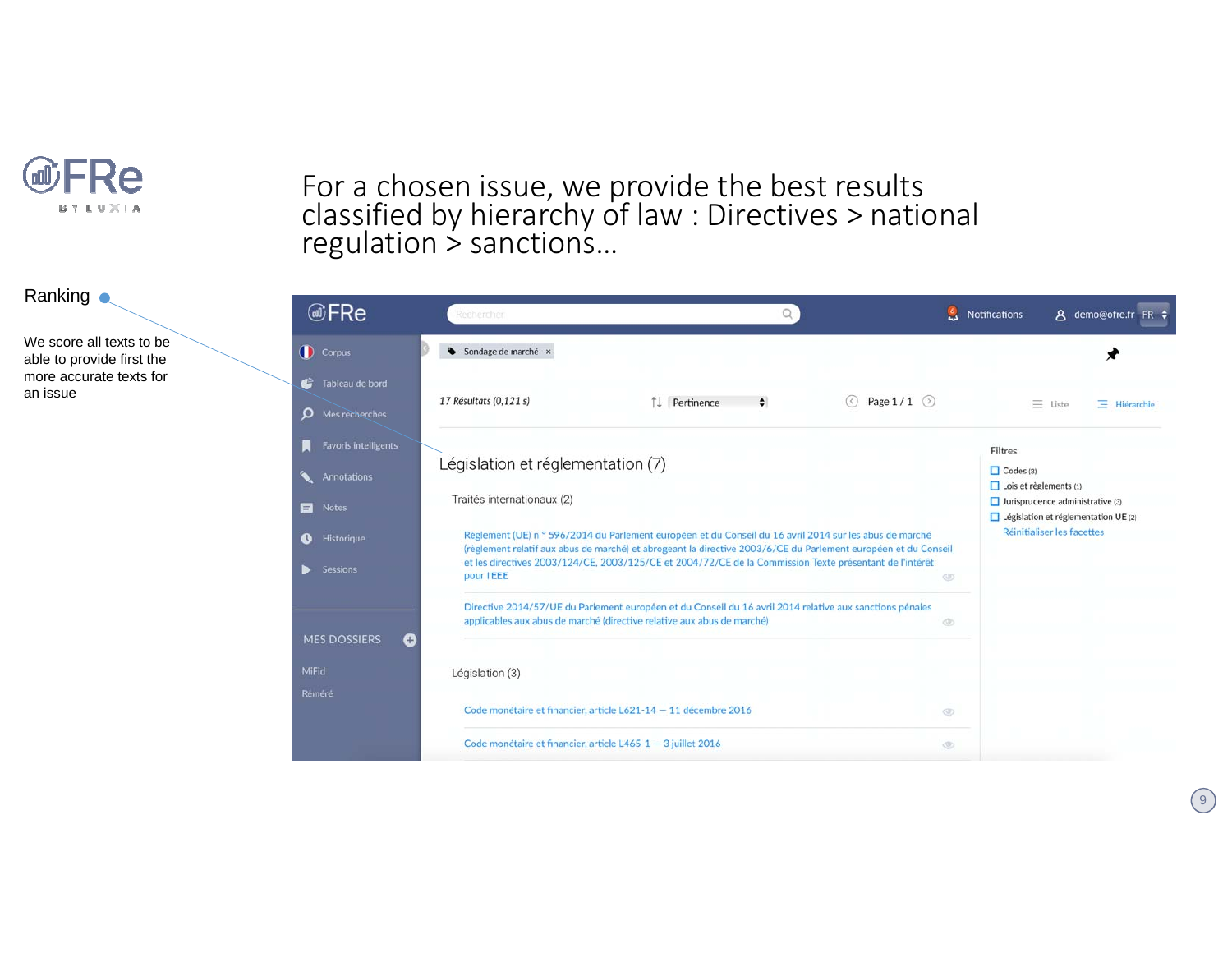# For a chosen issue, we provide the best results classified by hierarchy of law : Directives > national regulation > sanctions…

**Ranking**

We score all texts to be able to provide first the more accurate texts for an issue

FRe

Rechercher

Notifications

demo@ofre.fr FR

Corpus

Tableau de bord

Mes recherches

Favoris intelligents

Annotations

Notes

Historique

Sessions

MES DOSSIERS

MiFid

Réméré

Sondage de marché ×

*17 Résultats (0,121 s)*

Pertinence

Page 1 / 1

Liste

Hiérarchie

## Législation et réglementation (7)

Traités internationaux (2)

Règlement (UE) n ° 596/2014 du Parlement européen et du Conseil du 16 avril 2014 sur les abus de marché (règlement relatif aux abus de marché) et abrogeant la directive 2003/6/CE du Parlement européen et du Conseil et les directives 2003/124/CE, 2003/125/CE et 2004/72/CE de la Commission Texte présentant de l'intérêt pour l'EEE

Directive 2014/57/UE du Parlement européen et du Conseil du 16 avril 2014 relative aux sanctions pénales applicables aux abus de marché (directive relative aux abus de marché)

Législation (3)

Code monétaire et financier, article L621-14 — 11 décembre 2016

Code monétaire et financier, article L465-1 — 3 juillet 2016

Filtres

- Codes (3)
- Lois et règlements (1)
- Jurisprudence administrative (3)
- Législation et réglementation UE (2)

Réinitialiser les facettes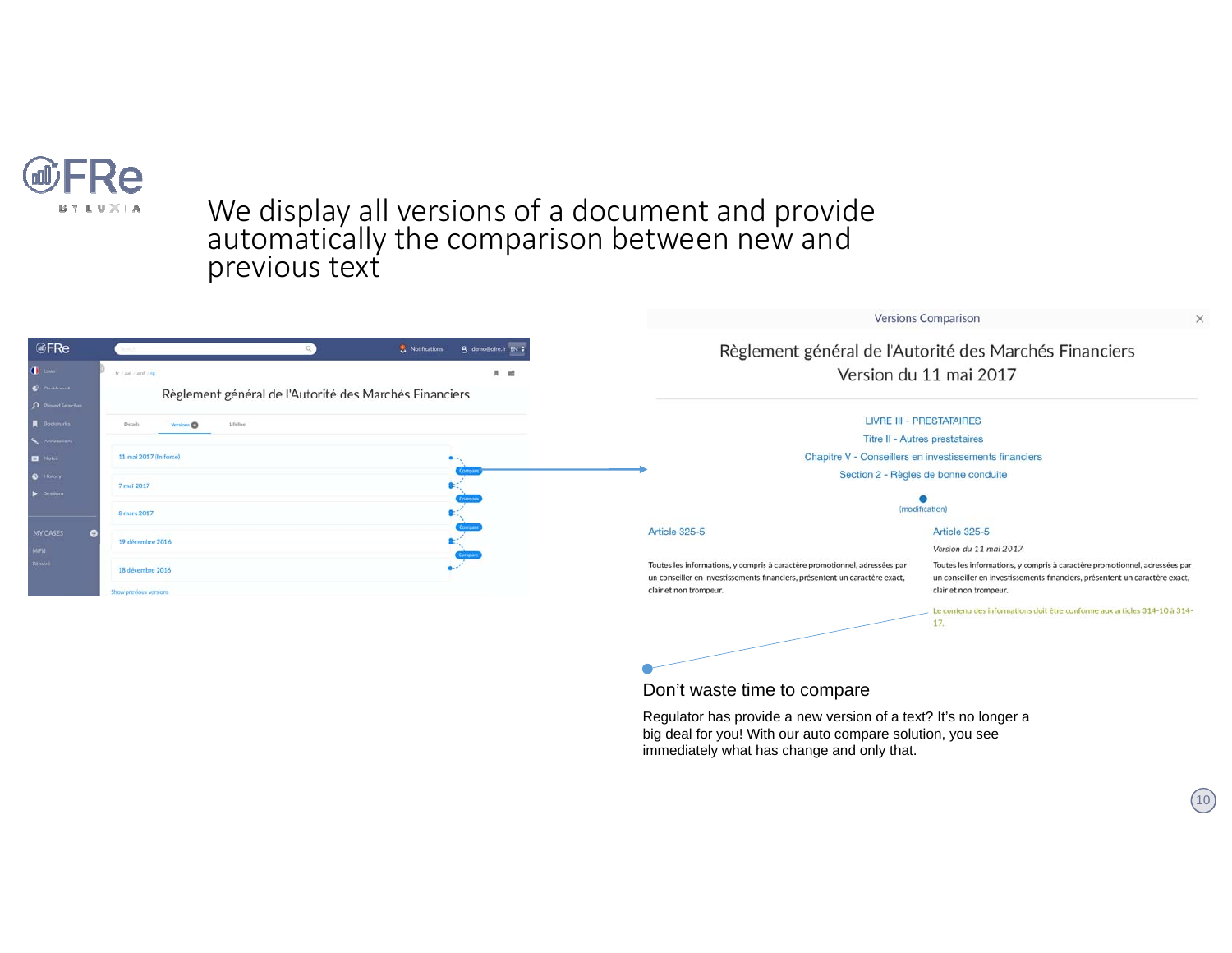FRe BY LUXIA

# We display all versions of a document and provide automatically the comparison between new and previous text

Versions Comparison

Règlement général de l'Autorité des Marchés Financiers
Version du 11 mai 2017

LIVRE III - PRESTATAIRES
Titre II - Autres prestataires
Chapitre V - Conseillers en investissements financiers
Section 2 - Règles de bonne conduite

(modification)

| Article 325-5 | Article 325-5 |
|---|---|
| | *Version du 11 mai 2017* |
| Toutes les informations, y compris à caractère promotionnel, adressées par un conseiller en investissements financiers, présentent un caractère exact, clair et non trompeur. | Toutes les informations, y compris à caractère promotionnel, adressées par un conseiller en investissements financiers, présentent un caractère exact, clair et non trompeur. |
| | Le contenu des informations doit être conforme aux articles 314-10 à 314-17. |

## Don't waste time to compare

Regulator has provide a new version of a text? It's no longer a big deal for you! With our auto compare solution, you see immediately what has change and only that.